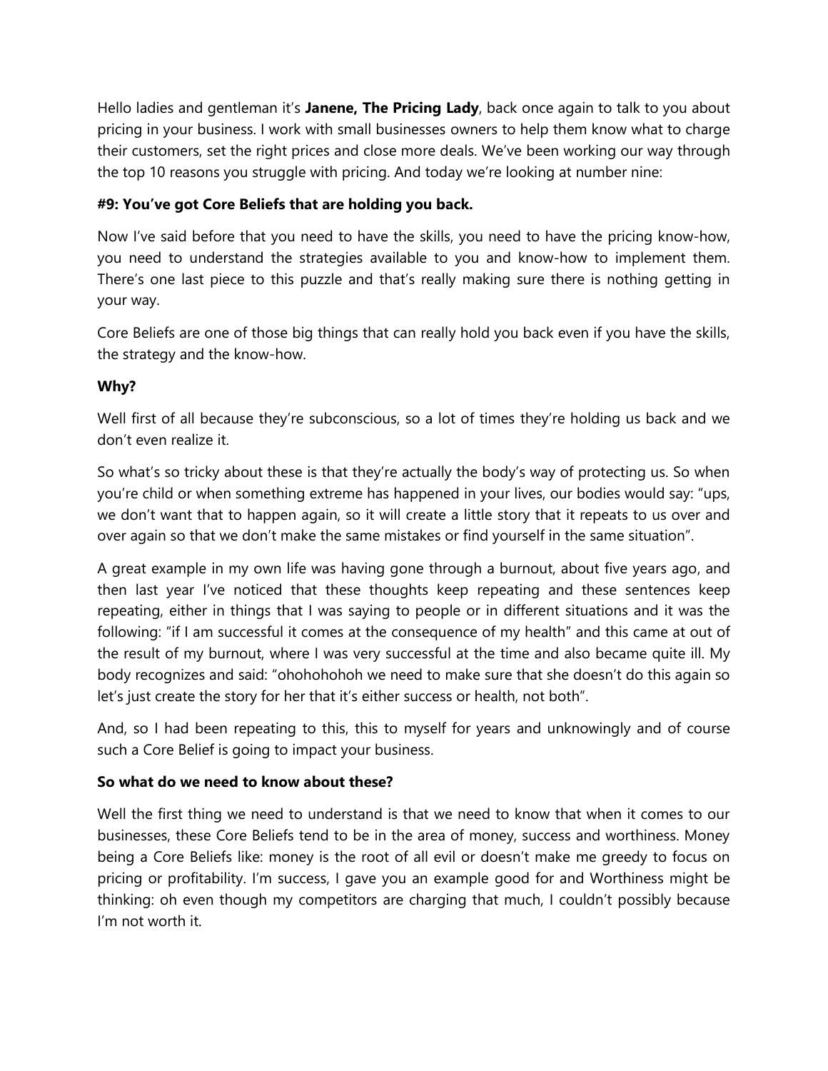Hello ladies and gentleman it's **Janene, The Pricing Lady**, back once again to talk to you about pricing in your business. I work with small businesses owners to help them know what to charge their customers, set the right prices and close more deals. We've been working our way through the top 10 reasons you struggle with pricing. And today we're looking at number nine:

**#9: You've got Core Beliefs that are holding you back.**

Now I've said before that you need to have the skills, you need to have the pricing know-how, you need to understand the strategies available to you and know-how to implement them. There's one last piece to this puzzle and that's really making sure there is nothing getting in your way.

Core Beliefs are one of those big things that can really hold you back even if you have the skills, the strategy and the know-how.

**Why?**

Well first of all because they're subconscious, so a lot of times they're holding us back and we don't even realize it.

So what's so tricky about these is that they're actually the body's way of protecting us. So when you're child or when something extreme has happened in your lives, our bodies would say: "ups, we don't want that to happen again, so it will create a little story that it repeats to us over and over again so that we don't make the same mistakes or find yourself in the same situation".

A great example in my own life was having gone through a burnout, about five years ago, and then last year I've noticed that these thoughts keep repeating and these sentences keep repeating, either in things that I was saying to people or in different situations and it was the following: "if I am successful it comes at the consequence of my health" and this came at out of the result of my burnout, where I was very successful at the time and also became quite ill. My body recognizes and said: "ohohohohoh we need to make sure that she doesn't do this again so let's just create the story for her that it's either success or health, not both".

And, so I had been repeating to this, this to myself for years and unknowingly and of course such a Core Belief is going to impact your business.

**So what do we need to know about these?**

Well the first thing we need to understand is that we need to know that when it comes to our businesses, these Core Beliefs tend to be in the area of money, success and worthiness. Money being a Core Beliefs like: money is the root of all evil or doesn't make me greedy to focus on pricing or profitability. I'm success, I gave you an example good for and Worthiness might be thinking: oh even though my competitors are charging that much, I couldn't possibly because I'm not worth it.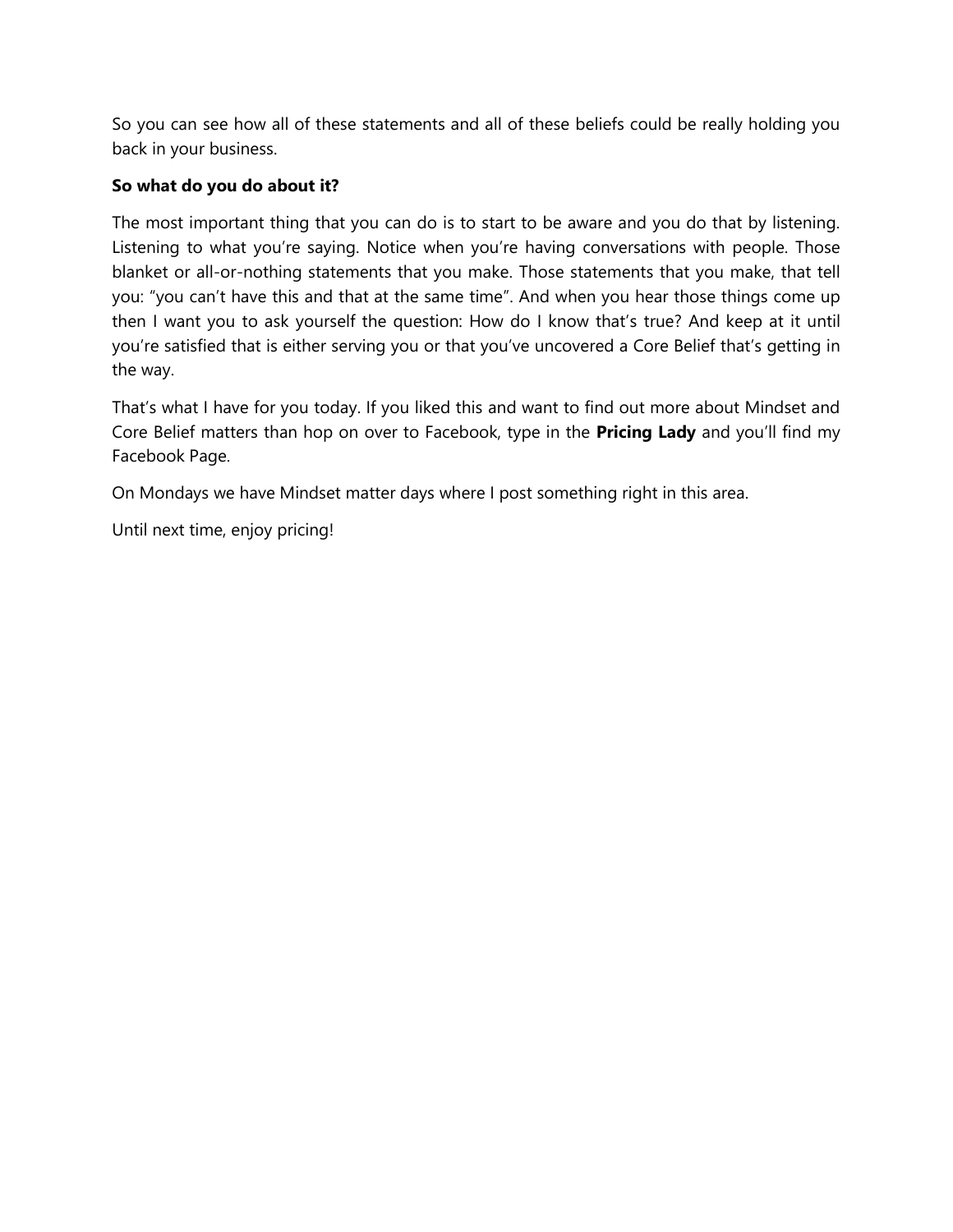So you can see how all of these statements and all of these beliefs could be really holding you back in your business.

**So what do you do about it?**

The most important thing that you can do is to start to be aware and you do that by listening. Listening to what you're saying. Notice when you're having conversations with people. Those blanket or all-or-nothing statements that you make. Those statements that you make, that tell you: "you can't have this and that at the same time". And when you hear those things come up then I want you to ask yourself the question: How do I know that's true? And keep at it until you're satisfied that is either serving you or that you've uncovered a Core Belief that's getting in the way.

That's what I have for you today. If you liked this and want to find out more about Mindset and Core Belief matters than hop on over to Facebook, type in the **Pricing Lady** and you'll find my Facebook Page.

On Mondays we have Mindset matter days where I post something right in this area.

Until next time, enjoy pricing!